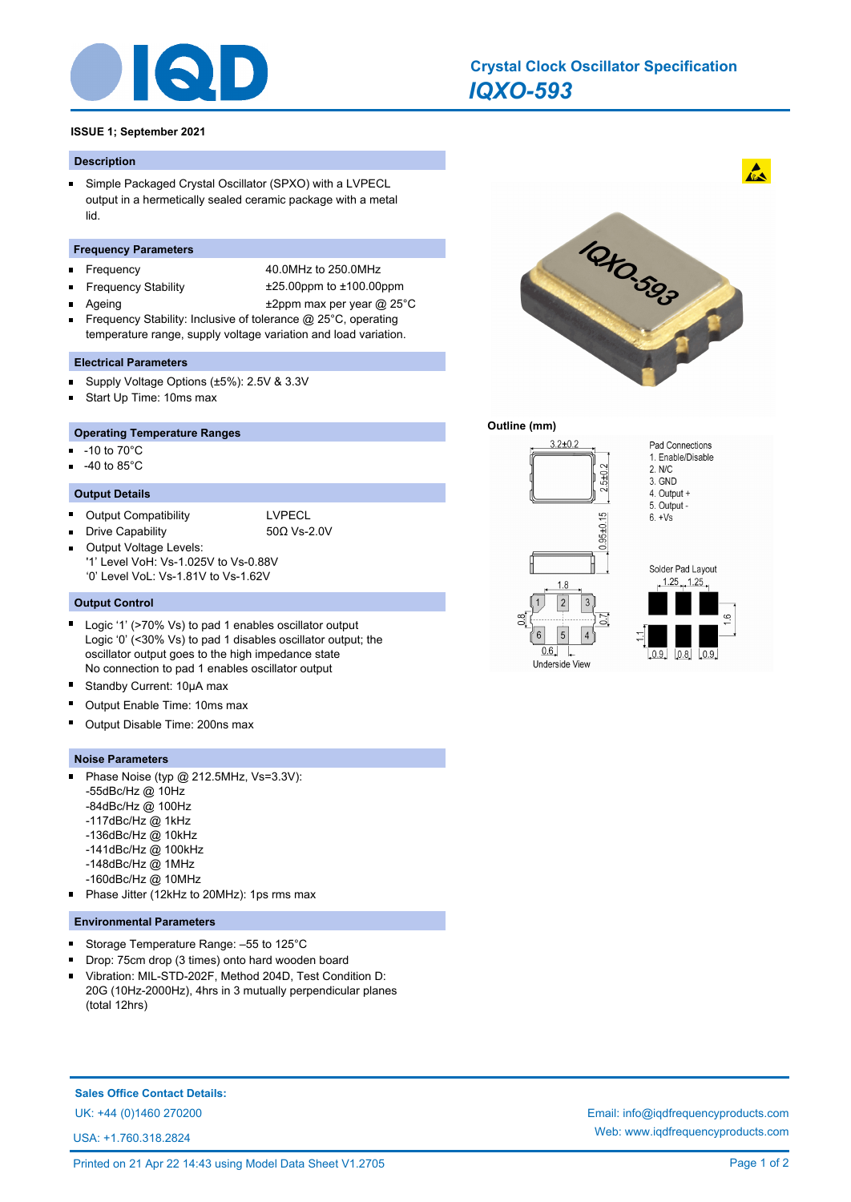# Crystal Clock Oscillator Specification

## *IQXO-593*

**ISSUE 1; September 2021**

### Description

- Simple Packaged Crystal Oscillator (SPXO) with a LVPECL output in a hermetically sealed ceramic package with a metal lid.

### Frequency Parameters

- Frequency: 40.0MHz to 250.0MHz
- Frequency Stability: ±25.00ppm to ±100.00ppm
- Ageing: ±2ppm max per year @ 25°C
- Frequency Stability: Inclusive of tolerance @ 25°C, operating temperature range, supply voltage variation and load variation.

### Electrical Parameters

- Supply Voltage Options (±5%): 2.5V & 3.3V
- Start Up Time: 10ms max

### Operating Temperature Ranges

- -10 to 70°C
- -40 to 85°C

### Output Details

- Output Compatibility: LVPECL
- Drive Capability: 50Ω Vs-2.0V
- Output Voltage Levels:
  '1' Level VoH: Vs-1.025V to Vs-0.88V
  '0' Level VoL: Vs-1.81V to Vs-1.62V

### Output Control

- Logic '1' (>70% Vs) to pad 1 enables oscillator output
  Logic '0' (<30% Vs) to pad 1 disables oscillator output; the oscillator output goes to the high impedance state
  No connection to pad 1 enables oscillator output
- Standby Current: 10µA max
- Output Enable Time: 10ms max
- Output Disable Time: 200ns max

### Noise Parameters

- Phase Noise (typ @ 212.5MHz, Vs=3.3V):
  -55dBc/Hz @ 10Hz
  -84dBc/Hz @ 100Hz
  -117dBc/Hz @ 1kHz
  -136dBc/Hz @ 10kHz
  -141dBc/Hz @ 100kHz
  -148dBc/Hz @ 1MHz
  -160dBc/Hz @ 10MHz
- Phase Jitter (12kHz to 20MHz): 1ps rms max

### Environmental Parameters

- Storage Temperature Range: –55 to 125°C
- Drop: 75cm drop (3 times) onto hard wooden board
- Vibration: MIL-STD-202F, Method 204D, Test Condition D: 20G (10Hz-2000Hz), 4hrs in 3 mutually perpendicular planes (total 12hrs)

### Outline (mm)

Pad Connections
1. Enable/Disable
2. N/C
3. GND
4. Output +
5. Output -
6. +Vs

Dimensions: 3.2±0.2, 2.5±0.2, 0.95±0.15, 1.8, 0.8, 0.7, 0.6

Underside View

Solder Pad Layout: 1.25, 1.25, 1.6, 1.1, 0.9, 0.8, 0.9

**Sales Office Contact Details:**

UK: +44 (0)1460 270200

USA: +1.760.318.2824

Email: info@iqdfrequencyproducts.com

Web: www.iqdfrequencyproducts.com

Printed on 21 Apr 22 14:43 using Model Data Sheet V1.2705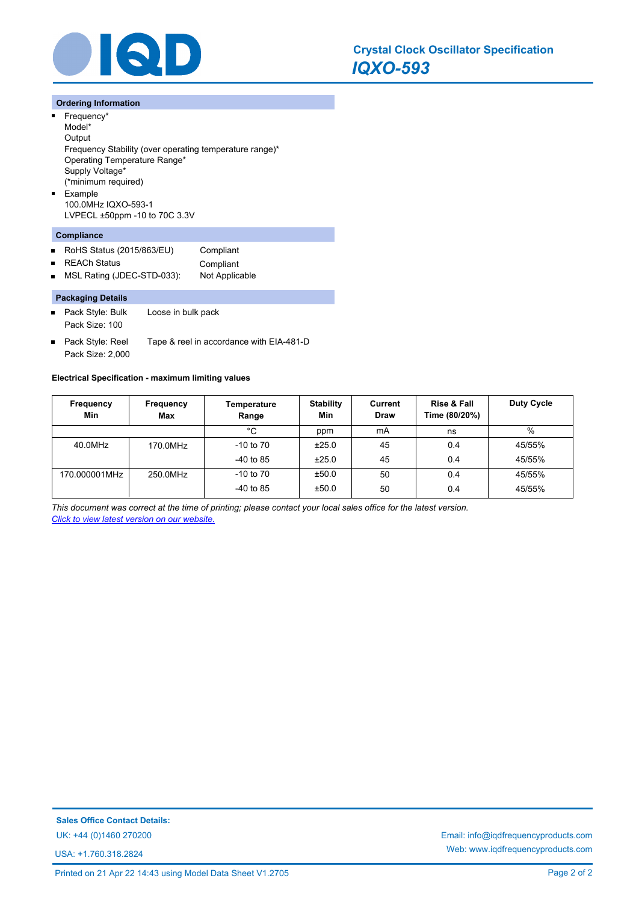# Crystal Clock Oscillator Specification

## IQXO-593

### Ordering Information

- Frequency*
  Model*
  Output
  Frequency Stability (over operating temperature range)*
  Operating Temperature Range*
  Supply Voltage*
  (*minimum required)
- Example
  100.0MHz IQXO-593-1
  LVPECL ±50ppm -10 to 70C 3.3V

### Compliance

- RoHS Status (2015/863/EU) Compliant
- REACh Status Compliant
- MSL Rating (JDEC-STD-033): Not Applicable

### Packaging Details

- Pack Style: Bulk Loose in bulk pack
  Pack Size: 100
- Pack Style: Reel Tape & reel in accordance with EIA-481-D
  Pack Size: 2,000

**Electrical Specification - maximum limiting values**

| Frequency Min | Frequency Max | Temperature Range | Stability Min | Current Draw | Rise & Fall Time (80/20%) | Duty Cycle |
|---|---|---|---|---|---|---|
| | | °C | ppm | mA | ns | % |
| 40.0MHz | 170.0MHz | -10 to 70 | ±25.0 | 45 | 0.4 | 45/55% |
| | | -40 to 85 | ±25.0 | 45 | 0.4 | 45/55% |
| 170.000001MHz | 250.0MHz | -10 to 70 | ±50.0 | 50 | 0.4 | 45/55% |
| | | -40 to 85 | ±50.0 | 50 | 0.4 | 45/55% |

*This document was correct at the time of printing; please contact your local sales office for the latest version.*
*Click to view latest version on our website.*

**Sales Office Contact Details:**

UK: +44 (0)1460 270200

USA: +1.760.318.2824

Email: info@iqdfrequencyproducts.com

Web: www.iqdfrequencyproducts.com

Printed on 21 Apr 22 14:43 using Model Data Sheet V1.2705